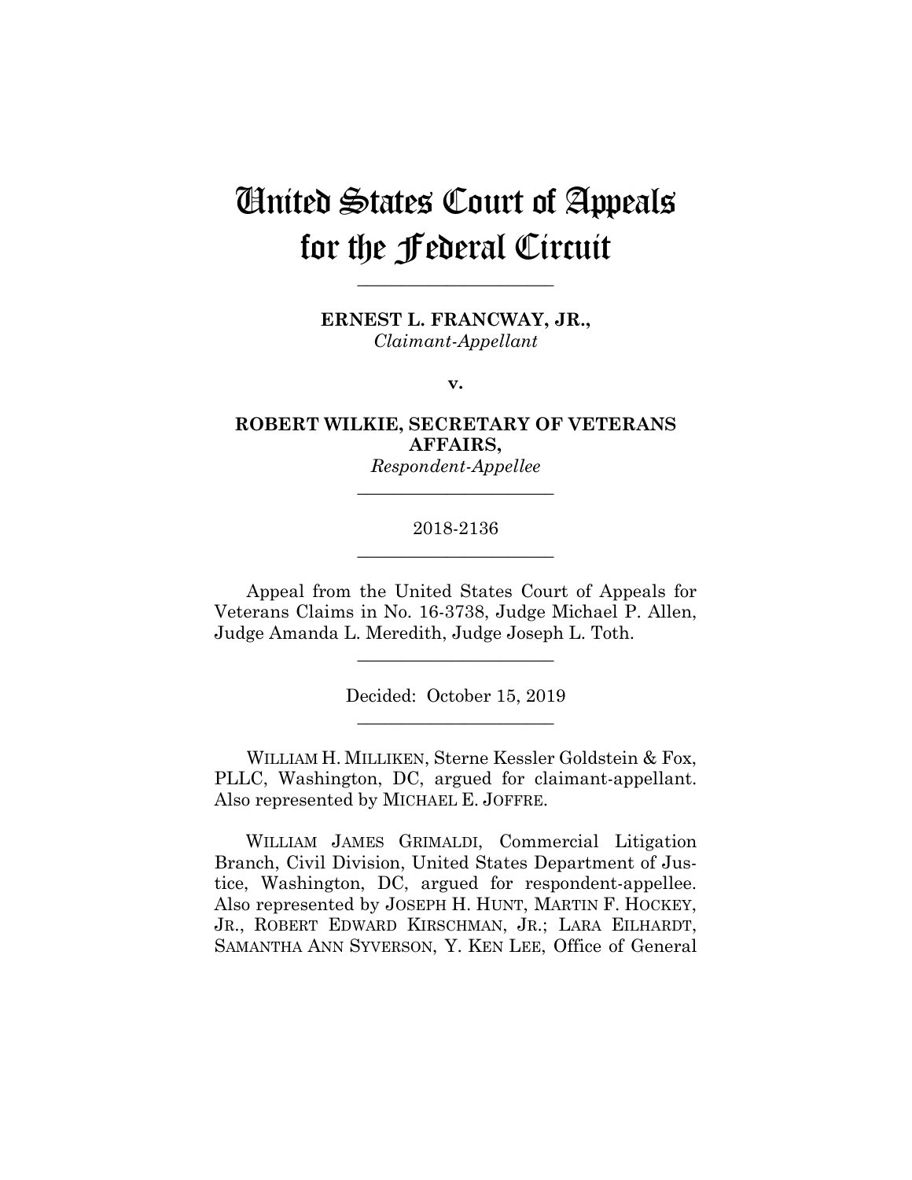# United States Court of Appeals for the Federal Circuit

______________________

**ERNEST L. FRANCWAY, JR.,**
*Claimant-Appellant*

**v.**

**ROBERT WILKIE, SECRETARY OF VETERANS AFFAIRS,**
*Respondent-Appellee*

______________________

2018-2136

______________________

Appeal from the United States Court of Appeals for Veterans Claims in No. 16-3738, Judge Michael P. Allen, Judge Amanda L. Meredith, Judge Joseph L. Toth.

______________________

Decided: October 15, 2019

______________________

WILLIAM H. MILLIKEN, Sterne Kessler Goldstein & Fox, PLLC, Washington, DC, argued for claimant-appellant. Also represented by MICHAEL E. JOFFRE.

WILLIAM JAMES GRIMALDI, Commercial Litigation Branch, Civil Division, United States Department of Justice, Washington, DC, argued for respondent-appellee. Also represented by JOSEPH H. HUNT, MARTIN F. HOCKEY, JR., ROBERT EDWARD KIRSCHMAN, JR.; LARA EILHARDT, SAMANTHA ANN SYVERSON, Y. KEN LEE, Office of General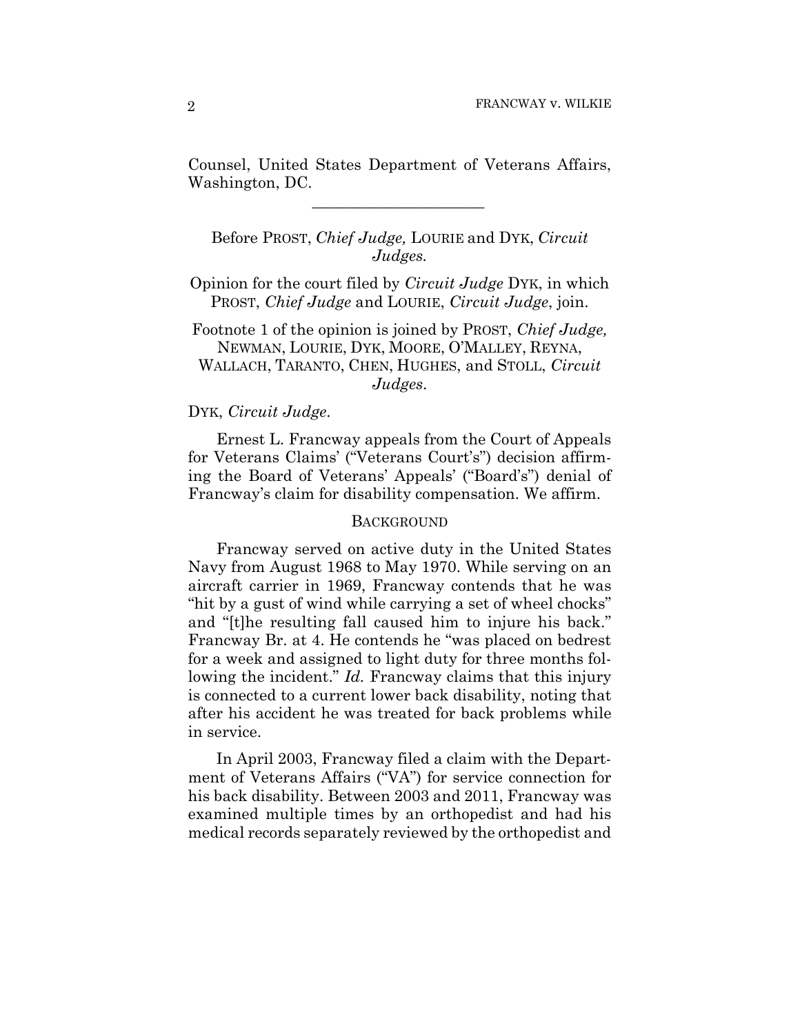Counsel, United States Department of Veterans Affairs, Washington, DC.

______________________

Before PROST, *Chief Judge,* LOURIE and DYK, *Circuit Judges.*

Opinion for the court filed by *Circuit Judge* DYK, in which PROST, *Chief Judge* and LOURIE, *Circuit Judge*, join.

Footnote 1 of the opinion is joined by PROST, *Chief Judge,* NEWMAN, LOURIE, DYK, MOORE, O'MALLEY, REYNA, WALLACH, TARANTO, CHEN, HUGHES, and STOLL, *Circuit Judges*.

DYK, *Circuit Judge*.

Ernest L. Francway appeals from the Court of Appeals for Veterans Claims' ("Veterans Court's") decision affirming the Board of Veterans' Appeals' ("Board's") denial of Francway's claim for disability compensation. We affirm.

## BACKGROUND

Francway served on active duty in the United States Navy from August 1968 to May 1970. While serving on an aircraft carrier in 1969, Francway contends that he was "hit by a gust of wind while carrying a set of wheel chocks" and "[t]he resulting fall caused him to injure his back." Francway Br. at 4. He contends he "was placed on bedrest for a week and assigned to light duty for three months following the incident." *Id.* Francway claims that this injury is connected to a current lower back disability, noting that after his accident he was treated for back problems while in service.

In April 2003, Francway filed a claim with the Department of Veterans Affairs ("VA") for service connection for his back disability. Between 2003 and 2011, Francway was examined multiple times by an orthopedist and had his medical records separately reviewed by the orthopedist and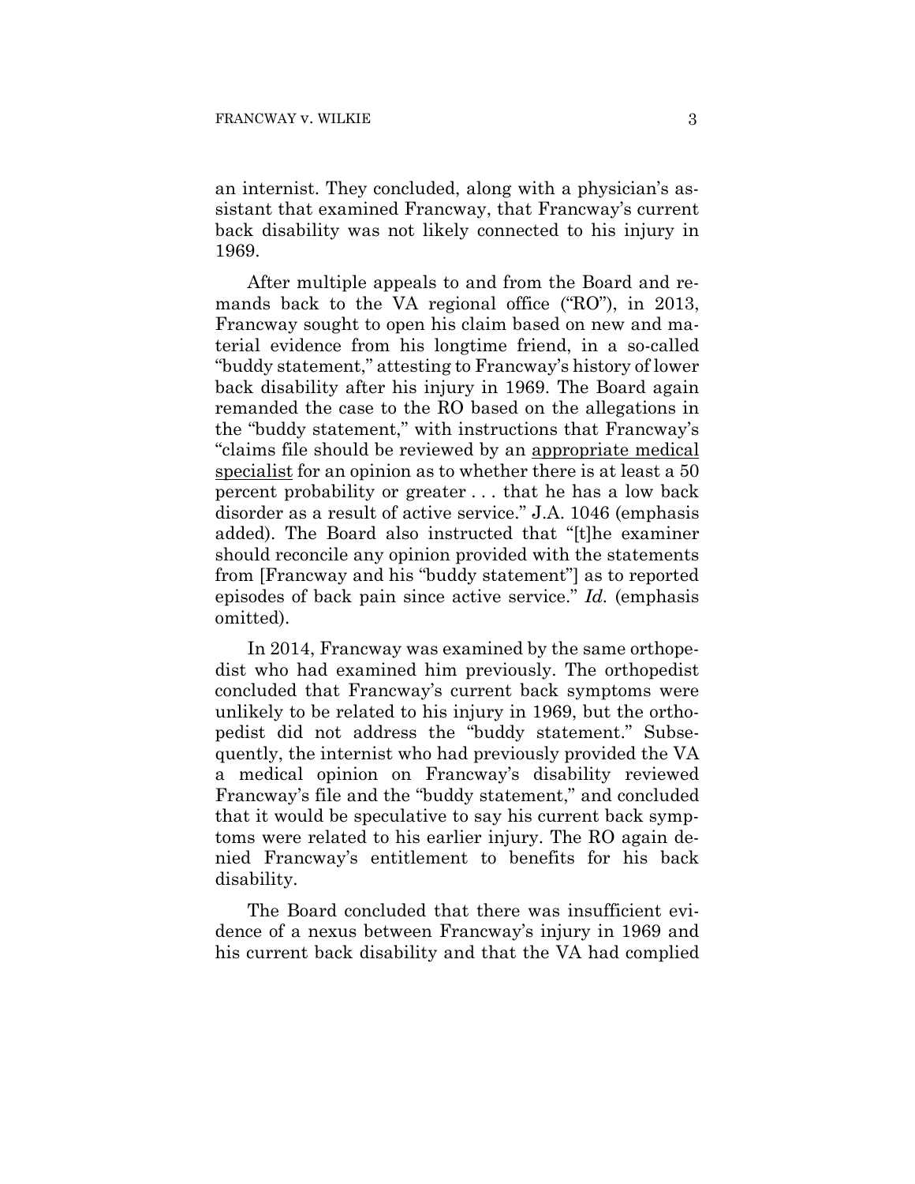an internist. They concluded, along with a physician's assistant that examined Francway, that Francway's current back disability was not likely connected to his injury in 1969.

After multiple appeals to and from the Board and remands back to the VA regional office ("RO"), in 2013, Francway sought to open his claim based on new and material evidence from his longtime friend, in a so-called "buddy statement," attesting to Francway's history of lower back disability after his injury in 1969. The Board again remanded the case to the RO based on the allegations in the "buddy statement," with instructions that Francway's "claims file should be reviewed by an <u>appropriate medical specialist</u> for an opinion as to whether there is at least a 50 percent probability or greater . . . that he has a low back disorder as a result of active service." J.A. 1046 (emphasis added). The Board also instructed that "[t]he examiner should reconcile any opinion provided with the statements from [Francway and his "buddy statement"] as to reported episodes of back pain since active service." *Id.* (emphasis omitted).

In 2014, Francway was examined by the same orthopedist who had examined him previously. The orthopedist concluded that Francway's current back symptoms were unlikely to be related to his injury in 1969, but the orthopedist did not address the "buddy statement." Subsequently, the internist who had previously provided the VA a medical opinion on Francway's disability reviewed Francway's file and the "buddy statement," and concluded that it would be speculative to say his current back symptoms were related to his earlier injury. The RO again denied Francway's entitlement to benefits for his back disability.

The Board concluded that there was insufficient evidence of a nexus between Francway's injury in 1969 and his current back disability and that the VA had complied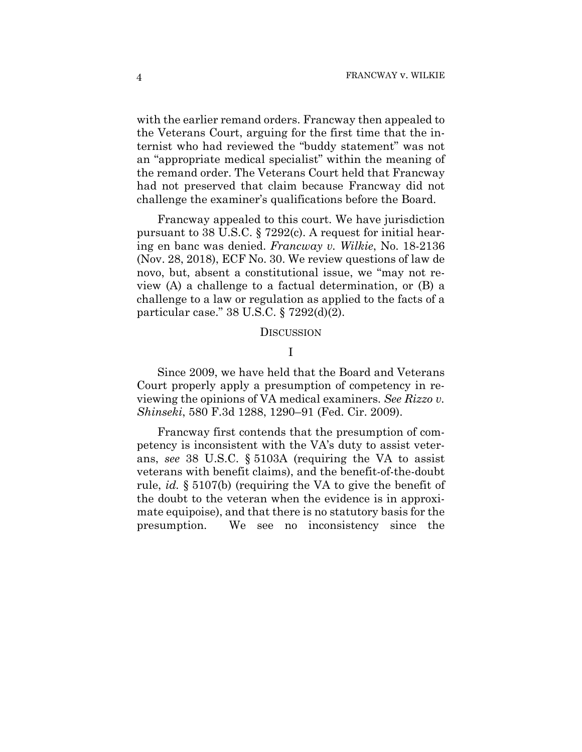with the earlier remand orders. Francway then appealed to the Veterans Court, arguing for the first time that the internist who had reviewed the "buddy statement" was not an "appropriate medical specialist" within the meaning of the remand order. The Veterans Court held that Francway had not preserved that claim because Francway did not challenge the examiner's qualifications before the Board.

Francway appealed to this court. We have jurisdiction pursuant to 38 U.S.C. § 7292(c). A request for initial hearing en banc was denied. *Francway v. Wilkie*, No. 18-2136 (Nov. 28, 2018), ECF No. 30. We review questions of law de novo, but, absent a constitutional issue, we "may not review (A) a challenge to a factual determination, or (B) a challenge to a law or regulation as applied to the facts of a particular case." 38 U.S.C. § 7292(d)(2).

## DISCUSSION

### I

Since 2009, we have held that the Board and Veterans Court properly apply a presumption of competency in reviewing the opinions of VA medical examiners. *See Rizzo v. Shinseki*, 580 F.3d 1288, 1290–91 (Fed. Cir. 2009).

Francway first contends that the presumption of competency is inconsistent with the VA's duty to assist veterans, *see* 38 U.S.C. § 5103A (requiring the VA to assist veterans with benefit claims), and the benefit-of-the-doubt rule, *id.* § 5107(b) (requiring the VA to give the benefit of the doubt to the veteran when the evidence is in approximate equipoise), and that there is no statutory basis for the presumption. We see no inconsistency since the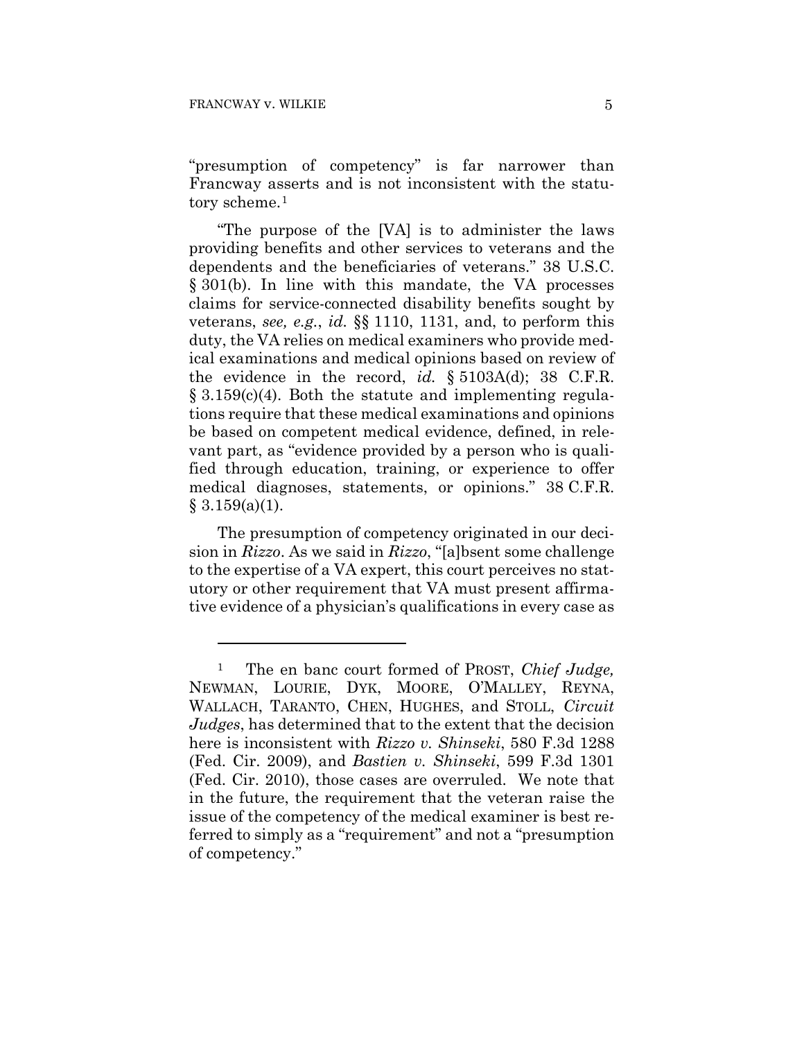"presumption of competency" is far narrower than Francway asserts and is not inconsistent with the statutory scheme.[1]

"The purpose of the [VA] is to administer the laws providing benefits and other services to veterans and the dependents and the beneficiaries of veterans." 38 U.S.C. § 301(b). In line with this mandate, the VA processes claims for service-connected disability benefits sought by veterans, *see, e.g.*, *id.* §§ 1110, 1131, and, to perform this duty, the VA relies on medical examiners who provide medical examinations and medical opinions based on review of the evidence in the record, *id.* § 5103A(d); 38 C.F.R. § 3.159(c)(4). Both the statute and implementing regulations require that these medical examinations and opinions be based on competent medical evidence, defined, in relevant part, as "evidence provided by a person who is qualified through education, training, or experience to offer medical diagnoses, statements, or opinions." 38 C.F.R. § 3.159(a)(1).

The presumption of competency originated in our decision in *Rizzo*. As we said in *Rizzo*, "[a]bsent some challenge to the expertise of a VA expert, this court perceives no statutory or other requirement that VA must present affirmative evidence of a physician's qualifications in every case as

---

[1] The en banc court formed of PROST, *Chief Judge,* NEWMAN, LOURIE, DYK, MOORE, O'MALLEY, REYNA, WALLACH, TARANTO, CHEN, HUGHES, and STOLL, *Circuit Judges*, has determined that to the extent that the decision here is inconsistent with *Rizzo v. Shinseki*, 580 F.3d 1288 (Fed. Cir. 2009), and *Bastien v. Shinseki*, 599 F.3d 1301 (Fed. Cir. 2010), those cases are overruled. We note that in the future, the requirement that the veteran raise the issue of the competency of the medical examiner is best referred to simply as a "requirement" and not a "presumption of competency."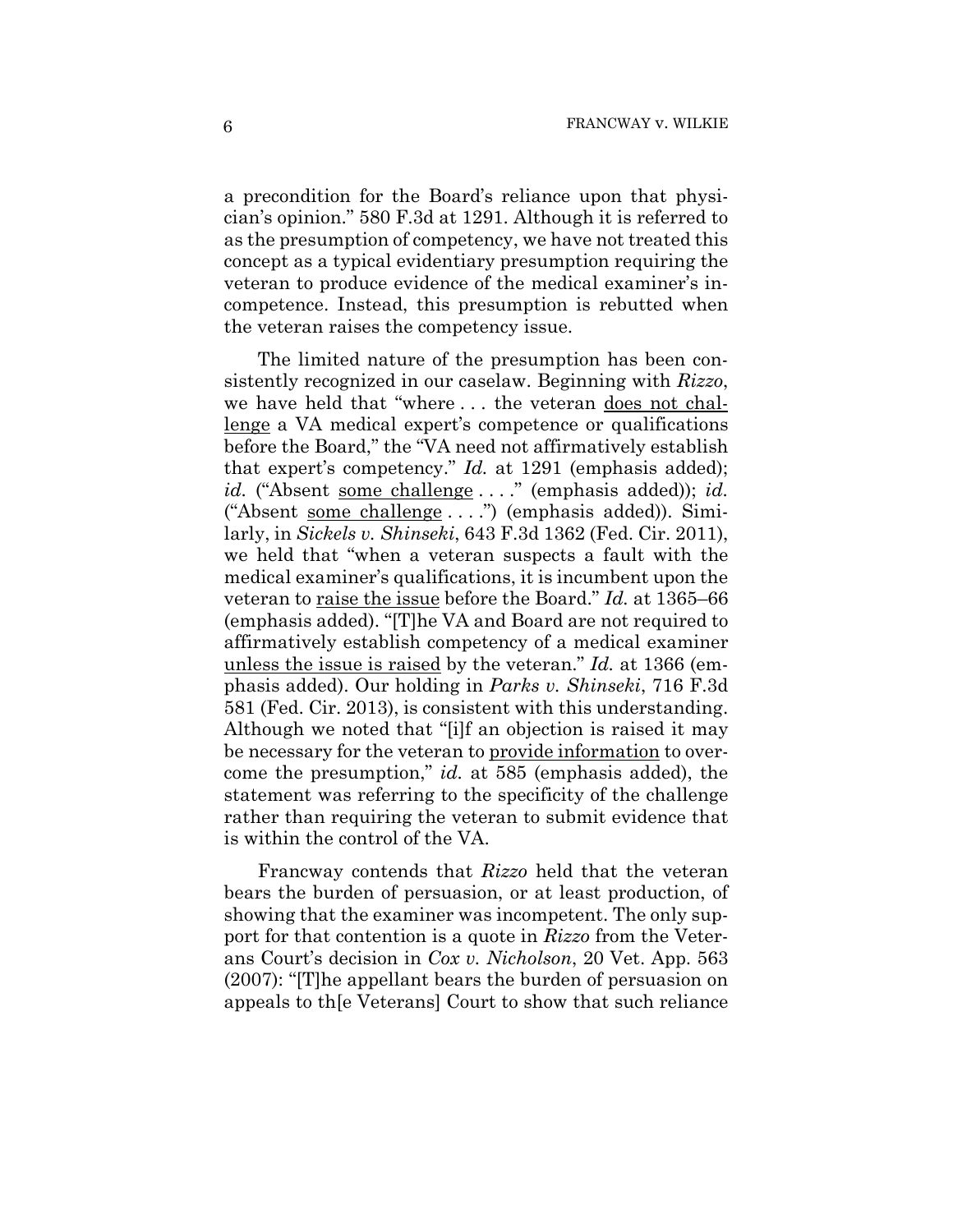a precondition for the Board's reliance upon that physician's opinion." 580 F.3d at 1291. Although it is referred to as the presumption of competency, we have not treated this concept as a typical evidentiary presumption requiring the veteran to produce evidence of the medical examiner's incompetence. Instead, this presumption is rebutted when the veteran raises the competency issue.

The limited nature of the presumption has been consistently recognized in our caselaw. Beginning with *Rizzo*, we have held that "where . . . the veteran <u>does not challenge</u> a VA medical expert's competence or qualifications before the Board," the "VA need not affirmatively establish that expert's competency." *Id.* at 1291 (emphasis added); *id.* ("Absent <u>some challenge</u> . . . ." (emphasis added)); *id.* ("Absent <u>some challenge</u> . . . .") (emphasis added)). Similarly, in *Sickels v. Shinseki*, 643 F.3d 1362 (Fed. Cir. 2011), we held that "when a veteran suspects a fault with the medical examiner's qualifications, it is incumbent upon the veteran to <u>raise the issue</u> before the Board." *Id.* at 1365–66 (emphasis added). "[T]he VA and Board are not required to affirmatively establish competency of a medical examiner <u>unless the issue is raised</u> by the veteran." *Id.* at 1366 (emphasis added). Our holding in *Parks v. Shinseki*, 716 F.3d 581 (Fed. Cir. 2013), is consistent with this understanding. Although we noted that "[i]f an objection is raised it may be necessary for the veteran to <u>provide information</u> to overcome the presumption," *id.* at 585 (emphasis added), the statement was referring to the specificity of the challenge rather than requiring the veteran to submit evidence that is within the control of the VA.

Francway contends that *Rizzo* held that the veteran bears the burden of persuasion, or at least production, of showing that the examiner was incompetent. The only support for that contention is a quote in *Rizzo* from the Veterans Court's decision in *Cox v. Nicholson*, 20 Vet. App. 563 (2007): "[T]he appellant bears the burden of persuasion on appeals to th[e Veterans] Court to show that such reliance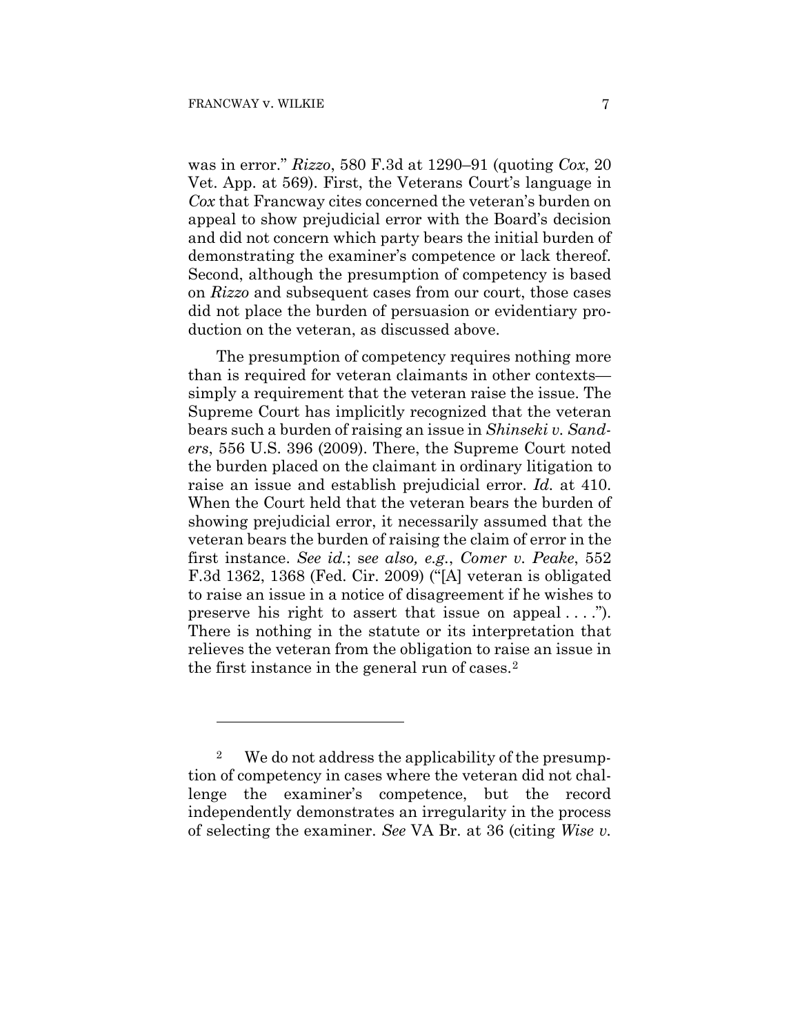was in error." *Rizzo*, 580 F.3d at 1290–91 (quoting *Cox*, 20 Vet. App. at 569). First, the Veterans Court's language in *Cox* that Francway cites concerned the veteran's burden on appeal to show prejudicial error with the Board's decision and did not concern which party bears the initial burden of demonstrating the examiner's competence or lack thereof. Second, although the presumption of competency is based on *Rizzo* and subsequent cases from our court, those cases did not place the burden of persuasion or evidentiary production on the veteran, as discussed above.

The presumption of competency requires nothing more than is required for veteran claimants in other contexts—simply a requirement that the veteran raise the issue. The Supreme Court has implicitly recognized that the veteran bears such a burden of raising an issue in *Shinseki v. Sanders*, 556 U.S. 396 (2009). There, the Supreme Court noted the burden placed on the claimant in ordinary litigation to raise an issue and establish prejudicial error. *Id.* at 410. When the Court held that the veteran bears the burden of showing prejudicial error, it necessarily assumed that the veteran bears the burden of raising the claim of error in the first instance. *See id.*; *see also, e.g.*, *Comer v. Peake*, 552 F.3d 1362, 1368 (Fed. Cir. 2009) ("[A] veteran is obligated to raise an issue in a notice of disagreement if he wishes to preserve his right to assert that issue on appeal . . . ."). There is nothing in the statute or its interpretation that relieves the veteran from the obligation to raise an issue in the first instance in the general run of cases.[2]

---

[2] We do not address the applicability of the presumption of competency in cases where the veteran did not challenge the examiner's competence, but the record independently demonstrates an irregularity in the process of selecting the examiner. *See* VA Br. at 36 (citing *Wise v.*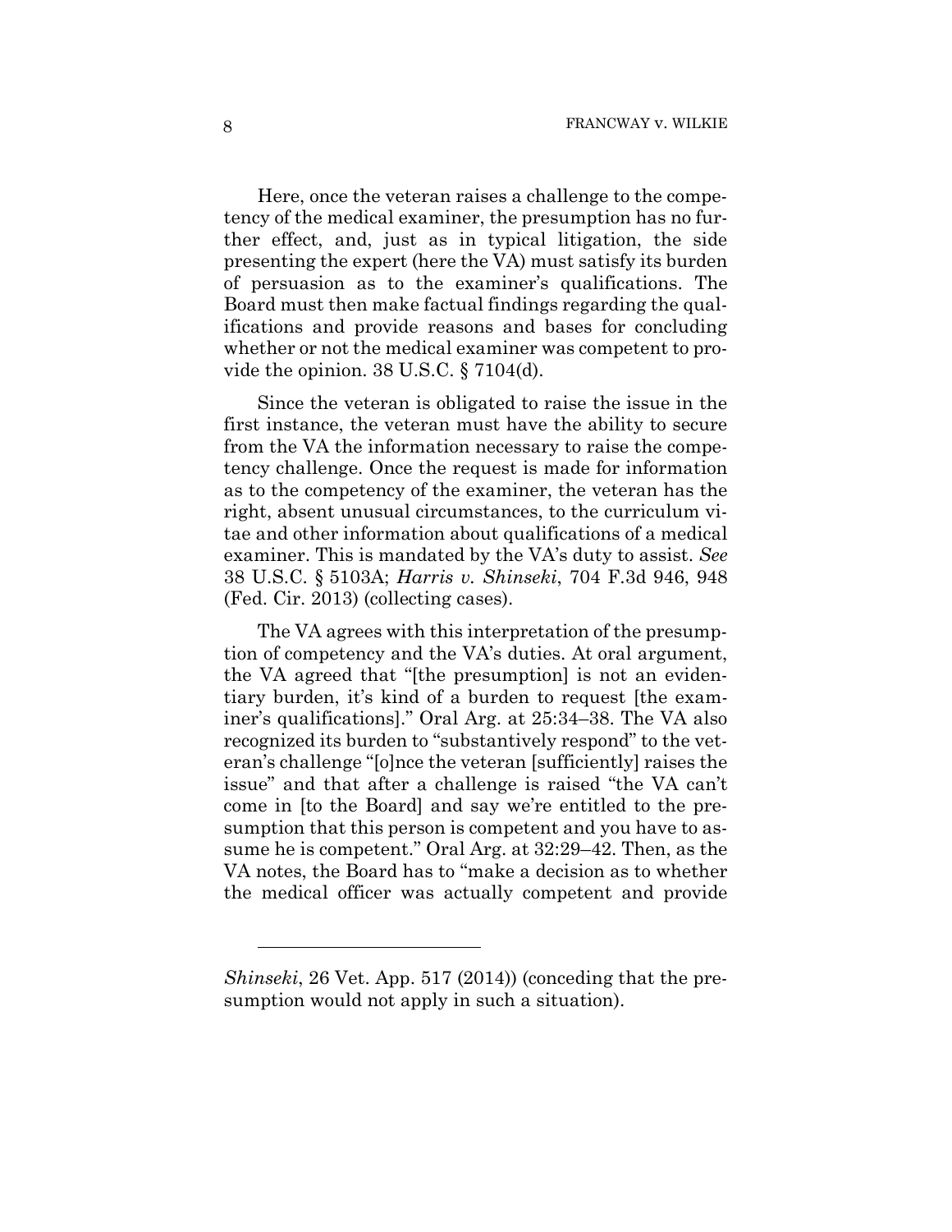Here, once the veteran raises a challenge to the competency of the medical examiner, the presumption has no further effect, and, just as in typical litigation, the side presenting the expert (here the VA) must satisfy its burden of persuasion as to the examiner's qualifications. The Board must then make factual findings regarding the qualifications and provide reasons and bases for concluding whether or not the medical examiner was competent to provide the opinion. 38 U.S.C. § 7104(d).

Since the veteran is obligated to raise the issue in the first instance, the veteran must have the ability to secure from the VA the information necessary to raise the competency challenge. Once the request is made for information as to the competency of the examiner, the veteran has the right, absent unusual circumstances, to the curriculum vitae and other information about qualifications of a medical examiner. This is mandated by the VA's duty to assist. *See* 38 U.S.C. § 5103A; *Harris v. Shinseki*, 704 F.3d 946, 948 (Fed. Cir. 2013) (collecting cases).

The VA agrees with this interpretation of the presumption of competency and the VA's duties. At oral argument, the VA agreed that "[the presumption] is not an evidentiary burden, it's kind of a burden to request [the examiner's qualifications]." Oral Arg. at 25:34–38. The VA also recognized its burden to "substantively respond" to the veteran's challenge "[o]nce the veteran [sufficiently] raises the issue" and that after a challenge is raised "the VA can't come in [to the Board] and say we're entitled to the presumption that this person is competent and you have to assume he is competent." Oral Arg. at 32:29–42. Then, as the VA notes, the Board has to "make a decision as to whether the medical officer was actually competent and provide

---

*Shinseki*, 26 Vet. App. 517 (2014)) (conceding that the presumption would not apply in such a situation).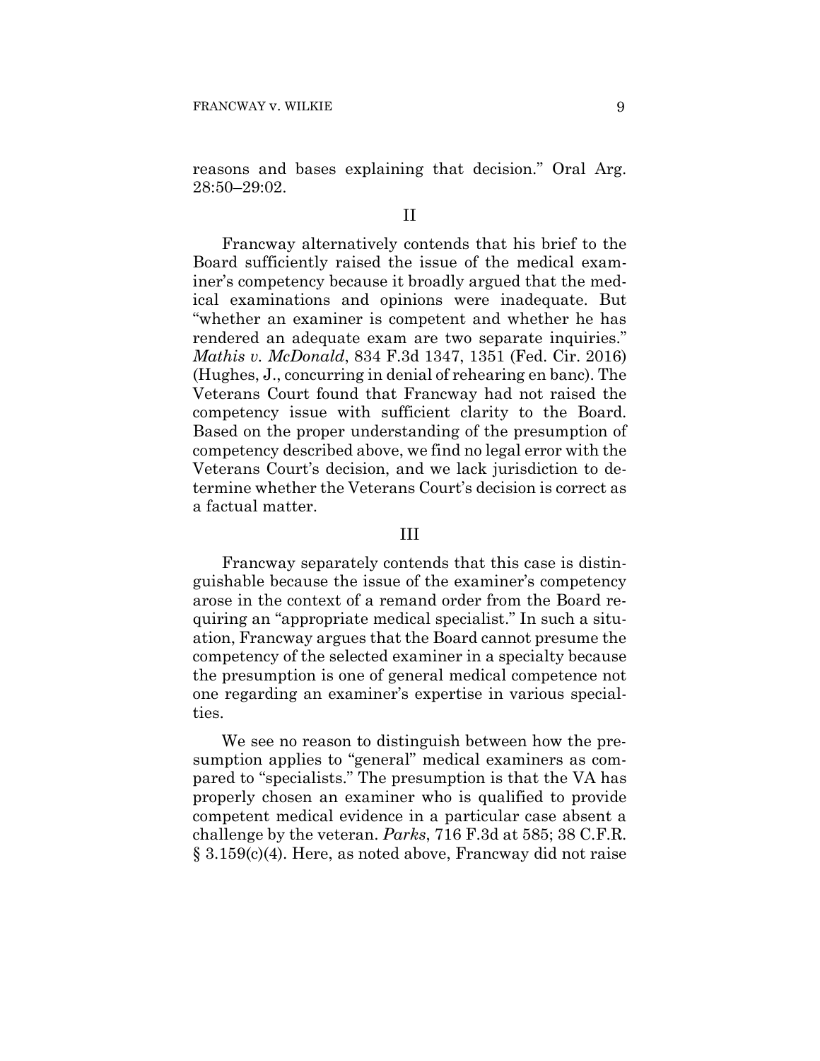reasons and bases explaining that decision." Oral Arg. 28:50–29:02.

## II

Francway alternatively contends that his brief to the Board sufficiently raised the issue of the medical examiner's competency because it broadly argued that the medical examinations and opinions were inadequate. But "whether an examiner is competent and whether he has rendered an adequate exam are two separate inquiries." *Mathis v. McDonald*, 834 F.3d 1347, 1351 (Fed. Cir. 2016) (Hughes, J., concurring in denial of rehearing en banc). The Veterans Court found that Francway had not raised the competency issue with sufficient clarity to the Board. Based on the proper understanding of the presumption of competency described above, we find no legal error with the Veterans Court's decision, and we lack jurisdiction to determine whether the Veterans Court's decision is correct as a factual matter.

## III

Francway separately contends that this case is distinguishable because the issue of the examiner's competency arose in the context of a remand order from the Board requiring an "appropriate medical specialist." In such a situation, Francway argues that the Board cannot presume the competency of the selected examiner in a specialty because the presumption is one of general medical competence not one regarding an examiner's expertise in various specialties.

We see no reason to distinguish between how the presumption applies to "general" medical examiners as compared to "specialists." The presumption is that the VA has properly chosen an examiner who is qualified to provide competent medical evidence in a particular case absent a challenge by the veteran. *Parks*, 716 F.3d at 585; 38 C.F.R. § 3.159(c)(4). Here, as noted above, Francway did not raise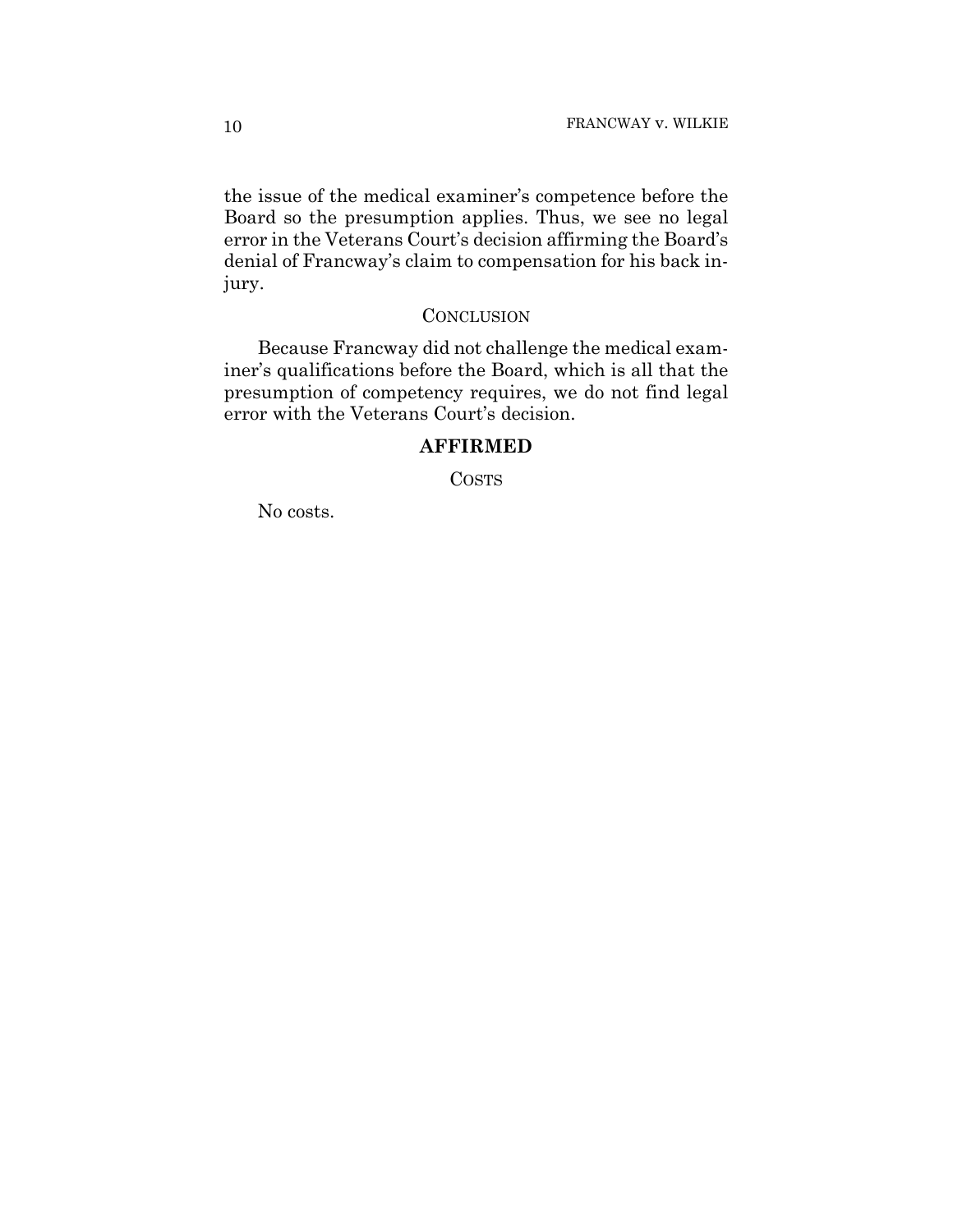the issue of the medical examiner's competence before the Board so the presumption applies. Thus, we see no legal error in the Veterans Court's decision affirming the Board's denial of Francway's claim to compensation for his back injury.

## CONCLUSION

Because Francway did not challenge the medical examiner's qualifications before the Board, which is all that the presumption of competency requires, we do not find legal error with the Veterans Court's decision.

**AFFIRMED**

COSTS

No costs.